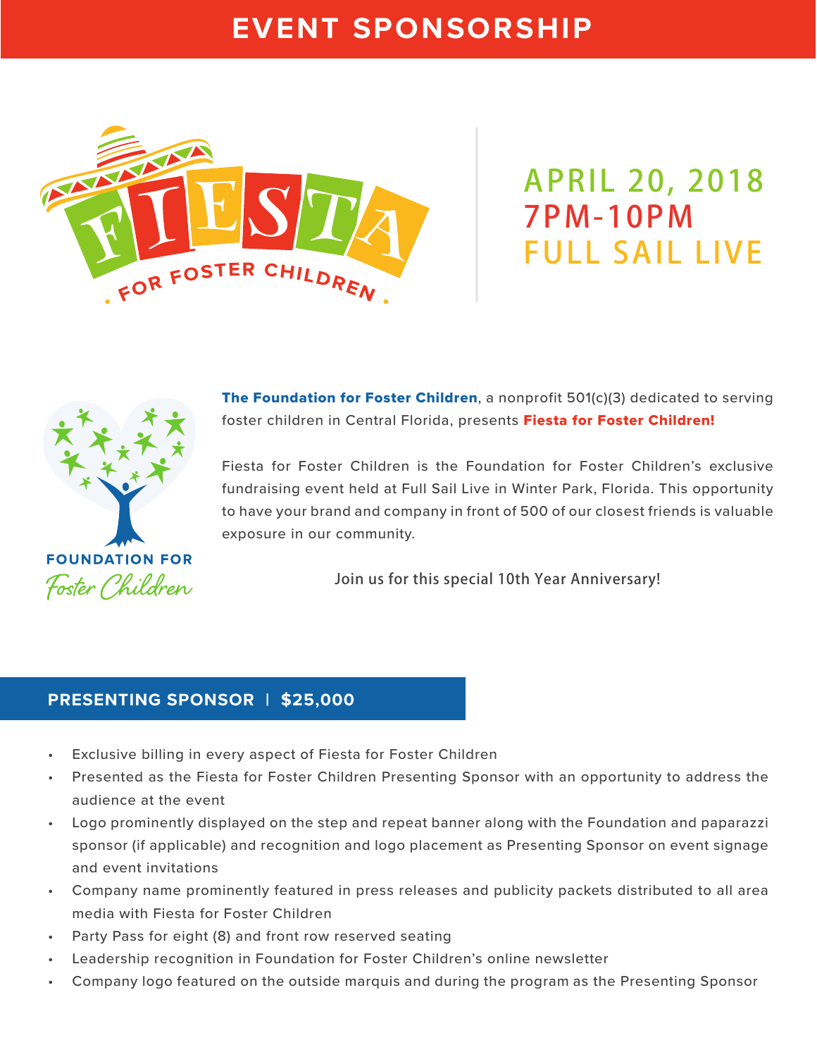# EVENT SPONSORSHIP

FIESTA FOR FOSTER CHILDREN

APRIL 20, 2018
7PM-10PM
FULL SAIL LIVE

FOUNDATION FOR Foster Children

**The Foundation for Foster Children**, a nonprofit 501(c)(3) dedicated to serving foster children in Central Florida, presents **Fiesta for Foster Children!**

Fiesta for Foster Children is the Foundation for Foster Children's exclusive fundraising event held at Full Sail Live in Winter Park, Florida. This opportunity to have your brand and company in front of 500 of our closest friends is valuable exposure in our community.

Join us for this special 10th Year Anniversary!

## PRESENTING SPONSOR | $25,000

- Exclusive billing in every aspect of Fiesta for Foster Children
- Presented as the Fiesta for Foster Children Presenting Sponsor with an opportunity to address the audience at the event
- Logo prominently displayed on the step and repeat banner along with the Foundation and paparazzi sponsor (if applicable) and recognition and logo placement as Presenting Sponsor on event signage and event invitations
- Company name prominently featured in press releases and publicity packets distributed to all area media with Fiesta for Foster Children
- Party Pass for eight (8) and front row reserved seating
- Leadership recognition in Foundation for Foster Children's online newsletter
- Company logo featured on the outside marquis and during the program as the Presenting Sponsor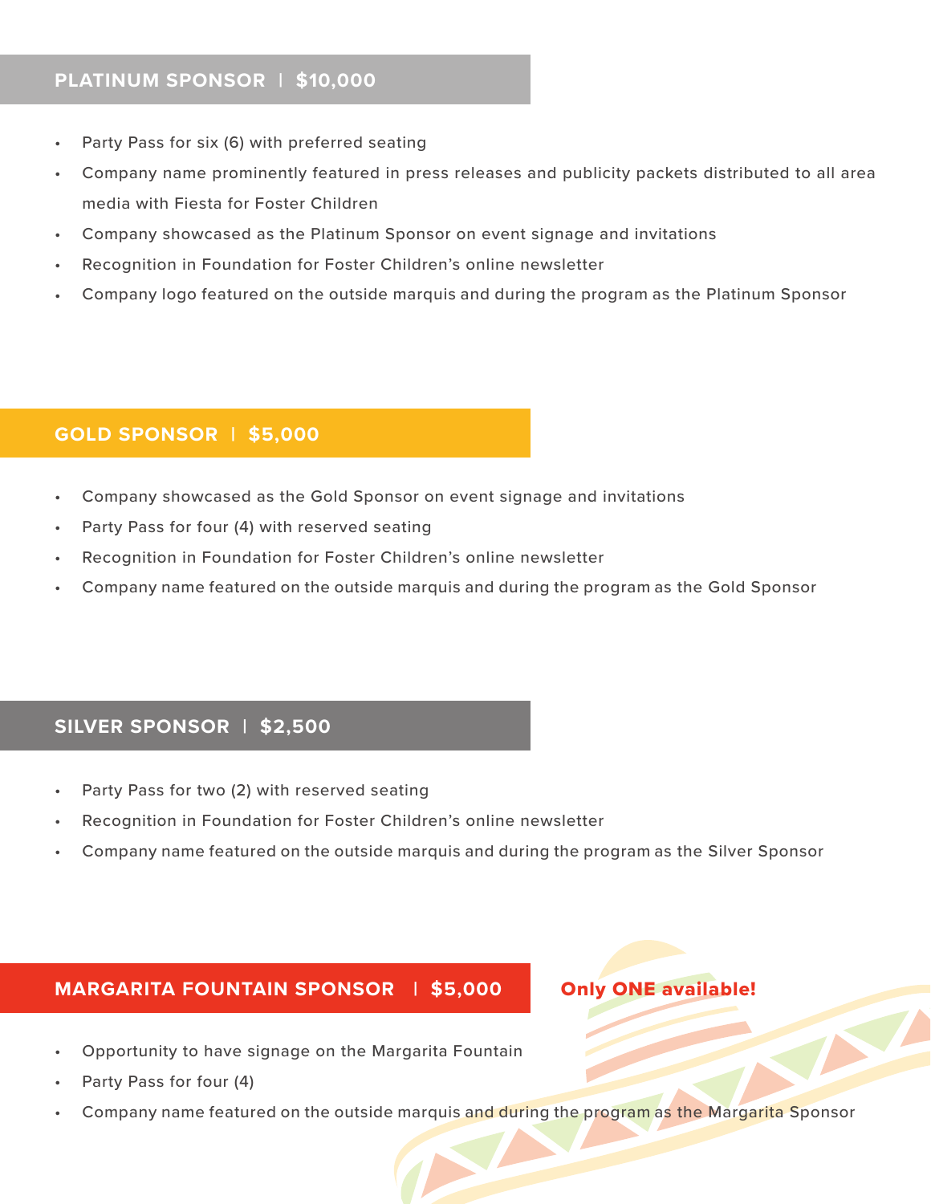## PLATINUM SPONSOR | $10,000

- Party Pass for six (6) with preferred seating
- Company name prominently featured in press releases and publicity packets distributed to all area media with Fiesta for Foster Children
- Company showcased as the Platinum Sponsor on event signage and invitations
- Recognition in Foundation for Foster Children's online newsletter
- Company logo featured on the outside marquis and during the program as the Platinum Sponsor

## GOLD SPONSOR | $5,000

- Company showcased as the Gold Sponsor on event signage and invitations
- Party Pass for four (4) with reserved seating
- Recognition in Foundation for Foster Children's online newsletter
- Company name featured on the outside marquis and during the program as the Gold Sponsor

## SILVER SPONSOR | $2,500

- Party Pass for two (2) with reserved seating
- Recognition in Foundation for Foster Children's online newsletter
- Company name featured on the outside marquis and during the program as the Silver Sponsor

## MARGARITA FOUNTAIN SPONSOR | $5,000

**Only ONE available!**

- Opportunity to have signage on the Margarita Fountain
- Party Pass for four (4)
- Company name featured on the outside marquis and during the program as the Margarita Sponsor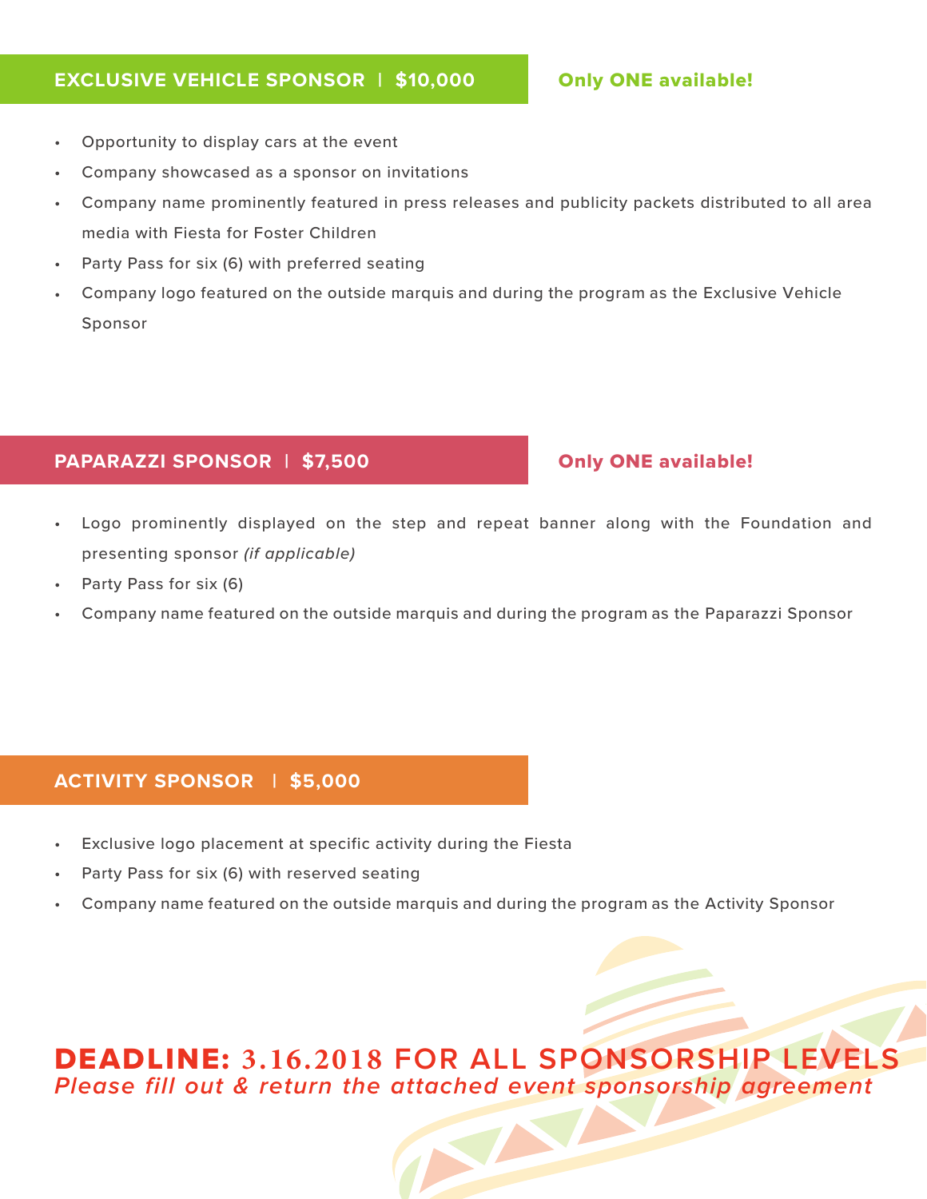## EXCLUSIVE VEHICLE SPONSOR | $10,000

**Only ONE available!**

- Opportunity to display cars at the event
- Company showcased as a sponsor on invitations
- Company name prominently featured in press releases and publicity packets distributed to all area media with Fiesta for Foster Children
- Party Pass for six (6) with preferred seating
- Company logo featured on the outside marquis and during the program as the Exclusive Vehicle Sponsor

## PAPARAZZI SPONSOR | $7,500

**Only ONE available!**

- Logo prominently displayed on the step and repeat banner along with the Foundation and presenting sponsor *(if applicable)*
- Party Pass for six (6)
- Company name featured on the outside marquis and during the program as the Paparazzi Sponsor

## ACTIVITY SPONSOR | $5,000

- Exclusive logo placement at specific activity during the Fiesta
- Party Pass for six (6) with reserved seating
- Company name featured on the outside marquis and during the program as the Activity Sponsor

**DEADLINE: 3.16.2018 FOR ALL SPONSORSHIP LEVELS**

*Please fill out & return the attached event sponsorship agreement*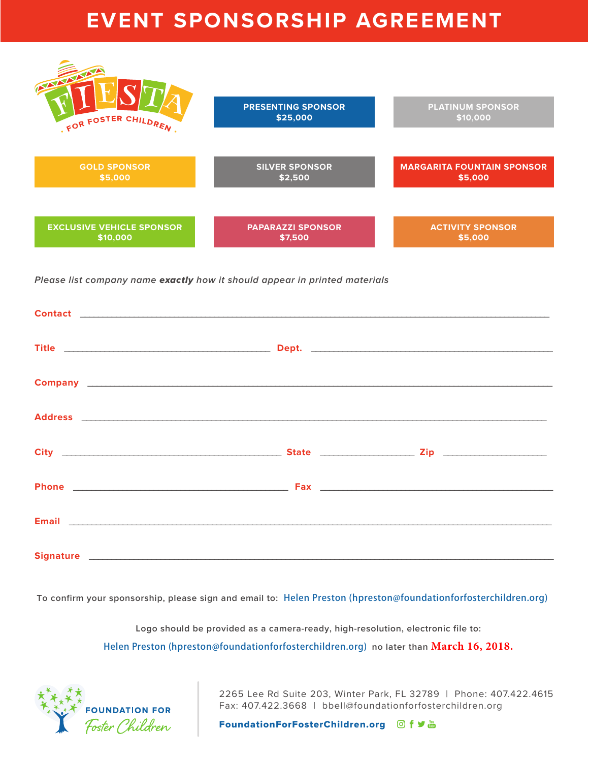# EVENT SPONSORSHIP AGREEMENT

FIESTA FOR FOSTER CHILDREN

**PRESENTING SPONSOR**
**$25,000**

**PLATINUM SPONSOR**
**$10,000**

**GOLD SPONSOR**
**$5,000**

**SILVER SPONSOR**
**$2,500**

**MARGARITA FOUNTAIN SPONSOR**
**$5,000**

**EXCLUSIVE VEHICLE SPONSOR**
**$10,000**

**PAPARAZZI SPONSOR**
**$7,500**

**ACTIVITY SPONSOR**
**$5,000**

*Please list company name* ***exactly*** *how it should appear in printed materials*

**Contact** ______________________________________________

**Title** ______________________ **Dept.** ______________________

**Company** ______________________________________________

**Address** ______________________________________________

**City** ______________________ **State** __________ **Zip** __________

**Phone** ______________________ **Fax** ______________________

**Email** ______________________________________________

**Signature** ______________________________________________

To confirm your sponsorship, please sign and email to: Helen Preston (hpreston@foundationforfosterchildren.org)

Logo should be provided as a camera-ready, high-resolution, electronic file to:

Helen Preston (hpreston@foundationforfosterchildren.org) no later than **March 16, 2018.**

FOUNDATION FOR Foster Children

2265 Lee Rd Suite 203, Winter Park, FL 32789 | Phone: 407.422.4615
Fax: 407.422.3668 | bbell@foundationforfosterchildren.org

**FoundationForFosterChildren.org**